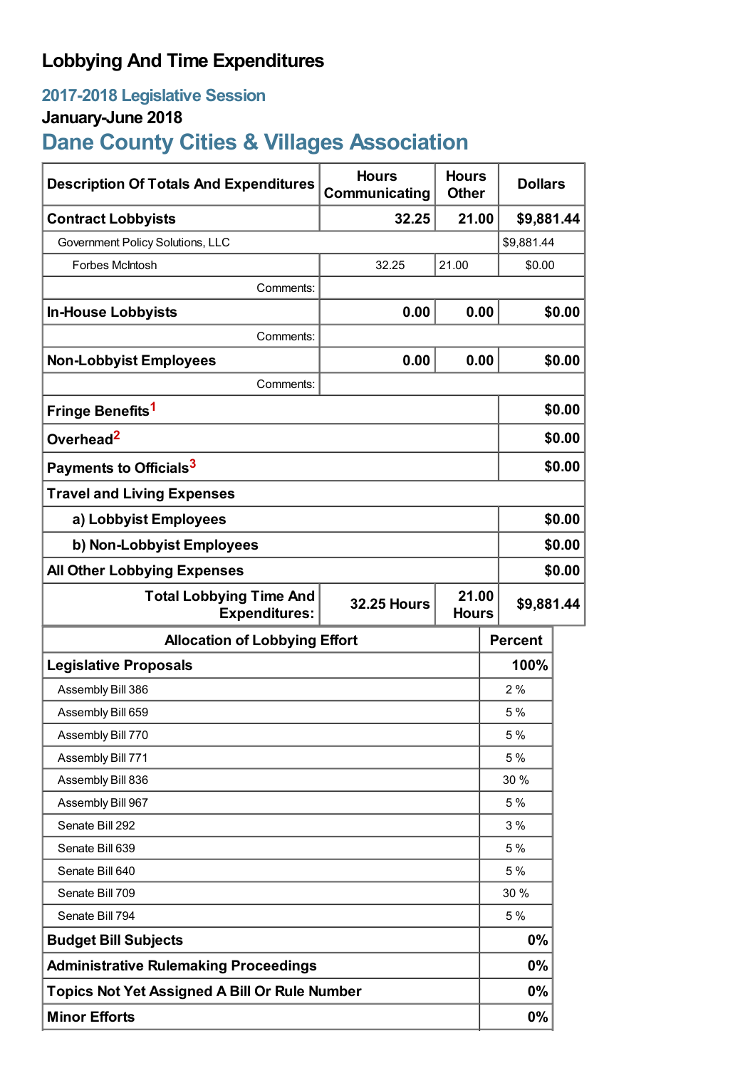# Lobbying And Time Expenditures

## 2017-2018 Legislative Session

### January-June 2018

## Dane County Cities & Villages Association

| Description Of Totals And Expenditures | Hours Communicating | Hours Other | Dollars |
|---|---|---|---|
| **Contract Lobbyists** | **32.25** | **21.00** | **$9,881.44** |
| Government Policy Solutions, LLC | | | $9,881.44 |
| Forbes McIntosh | 32.25 | 21.00 | $0.00 |
| Comments: | | | |
| **In-House Lobbyists** | **0.00** | **0.00** | **$0.00** |
| Comments: | | | |
| **Non-Lobbyist Employees** | **0.00** | **0.00** | **$0.00** |
| Comments: | | | |
| **Fringe Benefits**[1] | | | **$0.00** |
| **Overhead**[2] | | | **$0.00** |
| **Payments to Officials**[3] | | | **$0.00** |
| **Travel and Living Expenses** | | | |
| **a) Lobbyist Employees** | | | **$0.00** |
| **b) Non-Lobbyist Employees** | | | **$0.00** |
| **All Other Lobbying Expenses** | | | **$0.00** |
| **Total Lobbying Time And Expenditures:** | **32.25 Hours** | **21.00 Hours** | **$9,881.44** |

| Allocation of Lobbying Effort | Percent |
|---|---|
| **Legislative Proposals** | **100%** |
| Assembly Bill 386 | 2 % |
| Assembly Bill 659 | 5 % |
| Assembly Bill 770 | 5 % |
| Assembly Bill 771 | 5 % |
| Assembly Bill 836 | 30 % |
| Assembly Bill 967 | 5 % |
| Senate Bill 292 | 3 % |
| Senate Bill 639 | 5 % |
| Senate Bill 640 | 5 % |
| Senate Bill 709 | 30 % |
| Senate Bill 794 | 5 % |
| **Budget Bill Subjects** | **0%** |
| **Administrative Rulemaking Proceedings** | **0%** |
| **Topics Not Yet Assigned A Bill Or Rule Number** | **0%** |
| **Minor Efforts** | **0%** |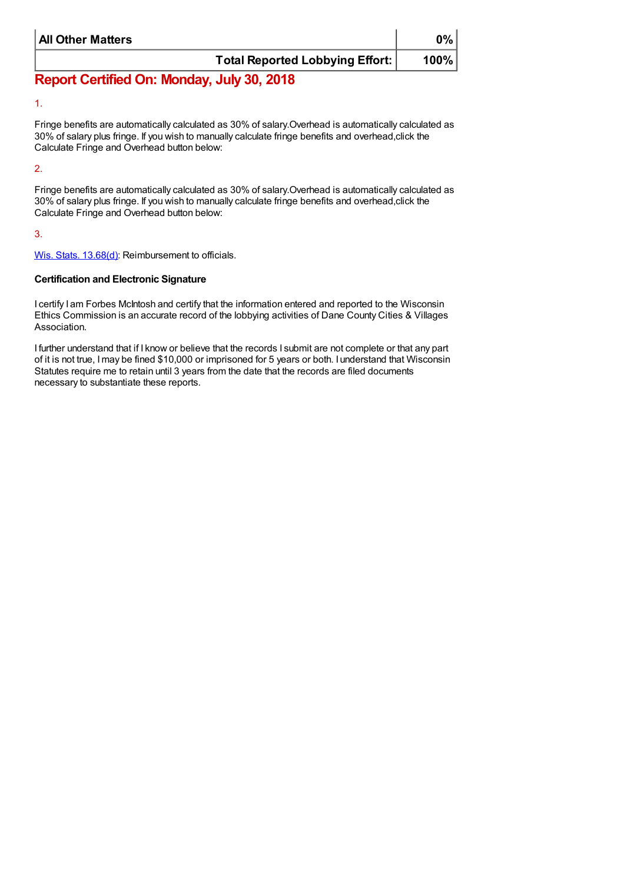| | |
|---|---|
| **All Other Matters** | **0%** |
| **Total Reported Lobbying Effort:** | **100%** |

## Report Certified On: Monday, July 30, 2018

1.

Fringe benefits are automatically calculated as 30% of salary.Overhead is automatically calculated as 30% of salary plus fringe. If you wish to manually calculate fringe benefits and overhead,click the Calculate Fringe and Overhead button below:

2.

Fringe benefits are automatically calculated as 30% of salary.Overhead is automatically calculated as 30% of salary plus fringe. If you wish to manually calculate fringe benefits and overhead,click the Calculate Fringe and Overhead button below:

3.

Wis. Stats. 13.68(d): Reimbursement to officials.

**Certification and Electronic Signature**

I certify I am Forbes McIntosh and certify that the information entered and reported to the Wisconsin Ethics Commission is an accurate record of the lobbying activities of Dane County Cities & Villages Association.

I further understand that if I know or believe that the records I submit are not complete or that any part of it is not true, I may be fined $10,000 or imprisoned for 5 years or both. I understand that Wisconsin Statutes require me to retain until 3 years from the date that the records are filed documents necessary to substantiate these reports.